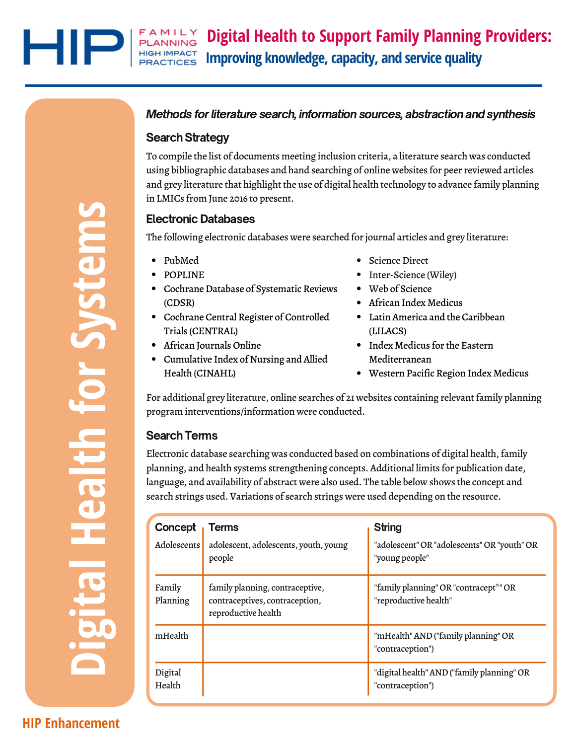# Digital Health to Support Family Planning Providers: Improving knowledge, capacity, and service quality

Digital Health for Systems

***Methods for literature search, information sources, abstraction and synthesis***

## Search Strategy

To compile the list of documents meeting inclusion criteria, a literature search was conducted using bibliographic databases and hand searching of online websites for peer reviewed articles and grey literature that highlight the use of digital health technology to advance family planning in LMICs from June 2016 to present.

## Electronic Databases

The following electronic databases were searched for journal articles and grey literature:

- PubMed
- POPLINE
- Cochrane Database of Systematic Reviews (CDSR)
- Cochrane Central Register of Controlled Trials (CENTRAL)
- African Journals Online
- Cumulative Index of Nursing and Allied Health (CINAHL)
- Science Direct
- Inter-Science (Wiley)
- Web of Science
- African Index Medicus
- Latin America and the Caribbean (LILACS)
- Index Medicus for the Eastern Mediterranean
- Western Pacific Region Index Medicus

For additional grey literature, online searches of 21 websites containing relevant family planning program interventions/information were conducted.

## Search Terms

Electronic database searching was conducted based on combinations of digital health, family planning, and health systems strengthening concepts. Additional limits for publication date, language, and availability of abstract were also used. The table below shows the concept and search strings used. Variations of search strings were used depending on the resource.

| Concept | Terms | String |
|---|---|---|
| Adolescents | adolescent, adolescents, youth, young people | "adolescent" OR "adolescents" OR "youth" OR "young people" |
| Family Planning | family planning, contraceptive, contraceptives, contraception, reproductive health | "family planning" OR "contracept*" OR "reproductive health" |
| mHealth | | "mHealth" AND ("family planning" OR "contraception") |
| Digital Health | | "digital health" AND ("family planning" OR "contraception") |

HIP Enhancement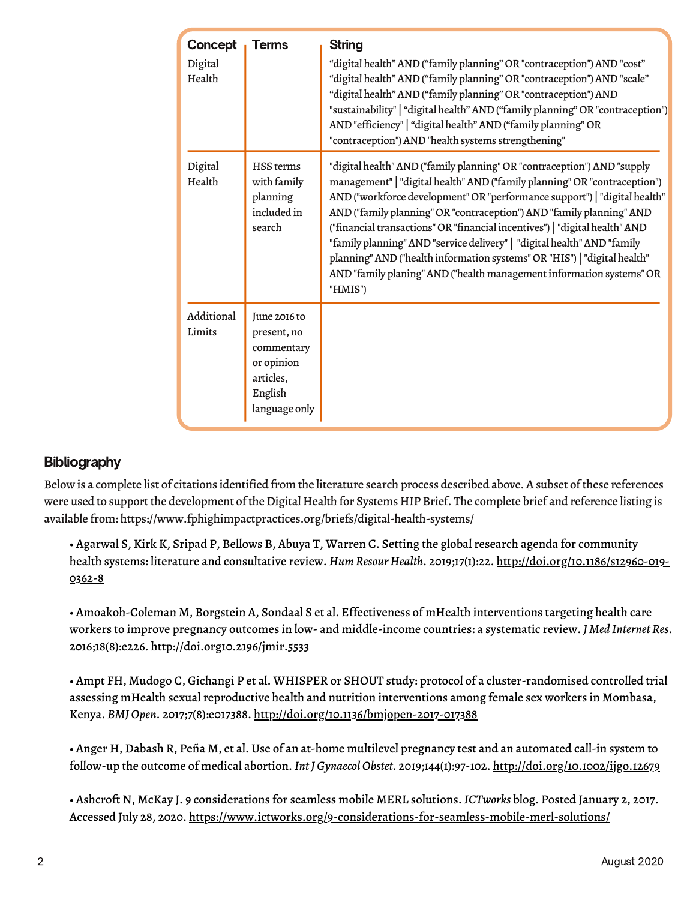| Concept | Terms | String |
|---|---|---|
| Digital Health | | "digital health" AND ("family planning" OR "contraception") AND "cost" "digital health" AND ("family planning" OR "contraception") AND "scale" "digital health" AND ("family planning" OR "contraception") AND "sustainability" \| "digital health" AND ("family planning" OR "contraception") AND "efficiency" \| "digital health" AND ("family planning" OR "contraception") AND "health systems strengthening" |
| Digital Health | HSS terms with family planning included in search | "digital health" AND ("family planning" OR "contraception") AND "supply management" \| "digital health" AND ("family planning" OR "contraception") AND ("workforce development" OR "performance support") \| "digital health" AND ("family planning" OR "contraception") AND "family planning" AND ("financial transactions" OR "financial incentives") \| "digital health" AND "family planning" AND "service delivery" \| "digital health" AND "family planning" AND ("health information systems" OR "HIS") \| "digital health" AND "family planing" AND ("health management information systems" OR "HMIS") |
| Additional Limits | June 2016 to present, no commentary or opinion articles, English language only | |

## Bibliography

Below is a complete list of citations identified from the literature search process described above. A subset of these references were used to support the development of the Digital Health for Systems HIP Brief. The complete brief and reference listing is available from: https://www.fphighimpactpractices.org/briefs/digital-health-systems/

- Agarwal S, Kirk K, Sripad P, Bellows B, Abuya T, Warren C. Setting the global research agenda for community health systems: literature and consultative review. *Hum Resour Health*. 2019;17(1):22. http://doi.org/10.1186/s12960-019-0362-8

- Amoakoh-Coleman M, Borgstein A, Sondaal S et al. Effectiveness of mHealth interventions targeting health care workers to improve pregnancy outcomes in low- and middle-income countries: a systematic review. *J Med Internet Res*. 2016;18(8):e226. http://doi.org10.2196/jmir.5533

- Ampt FH, Mudogo C, Gichangi P et al. WHISPER or SHOUT study: protocol of a cluster-randomised controlled trial assessing mHealth sexual reproductive health and nutrition interventions among female sex workers in Mombasa, Kenya. *BMJ Open*. 2017;7(8):e017388. http://doi.org/10.1136/bmjopen-2017-017388

- Anger H, Dabash R, Peña M, et al. Use of an at-home multilevel pregnancy test and an automated call-in system to follow-up the outcome of medical abortion. *Int J Gynaecol Obstet*. 2019;144(1):97-102. http://doi.org/10.1002/ijgo.12679

- Ashcroft N, McKay J. 9 considerations for seamless mobile MERL solutions. *ICTworks* blog. Posted January 2, 2017. Accessed July 28, 2020. https://www.ictworks.org/9-considerations-for-seamless-mobile-merl-solutions/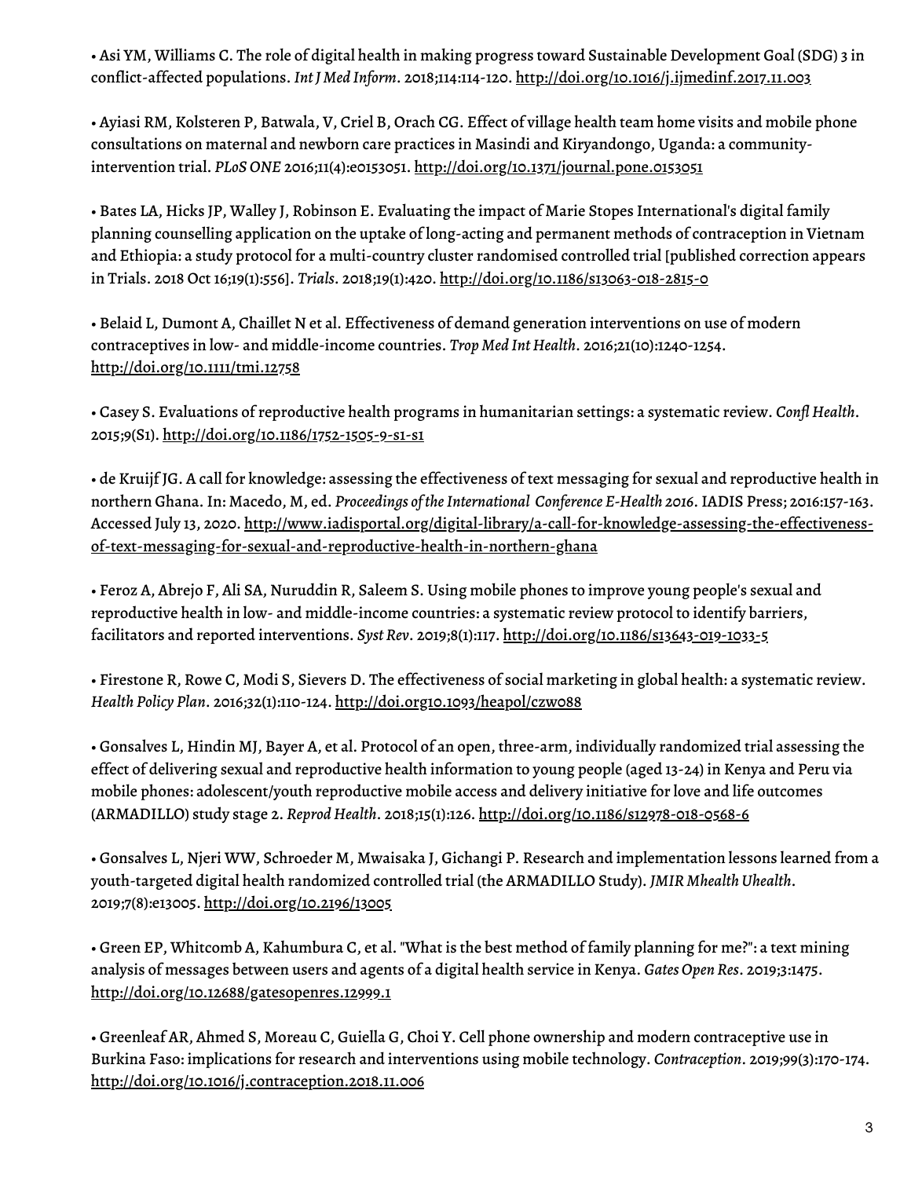• Asi YM, Williams C. The role of digital health in making progress toward Sustainable Development Goal (SDG) 3 in conflict-affected populations. *Int J Med Inform*. 2018;114:114-120. http://doi.org/10.1016/j.ijmedinf.2017.11.003

• Ayiasi RM, Kolsteren P, Batwala, V, Criel B, Orach CG. Effect of village health team home visits and mobile phone consultations on maternal and newborn care practices in Masindi and Kiryandongo, Uganda: a community-intervention trial. *PLoS ONE* 2016;11(4):e0153051. http://doi.org/10.1371/journal.pone.0153051

• Bates LA, Hicks JP, Walley J, Robinson E. Evaluating the impact of Marie Stopes International's digital family planning counselling application on the uptake of long-acting and permanent methods of contraception in Vietnam and Ethiopia: a study protocol for a multi-country cluster randomised controlled trial [published correction appears in Trials. 2018 Oct 16;19(1):556]. *Trials*. 2018;19(1):420. http://doi.org/10.1186/s13063-018-2815-0

• Belaid L, Dumont A, Chaillet N et al. Effectiveness of demand generation interventions on use of modern contraceptives in low- and middle-income countries. *Trop Med Int Health*. 2016;21(10):1240-1254. http://doi.org/10.1111/tmi.12758

• Casey S. Evaluations of reproductive health programs in humanitarian settings: a systematic review. *Confl Health*. 2015;9(S1). http://doi.org/10.1186/1752-1505-9-s1-s1

• de Kruijf JG. A call for knowledge: assessing the effectiveness of text messaging for sexual and reproductive health in northern Ghana. In: Macedo, M, ed. *Proceedings of the International Conference E-Health 2016*. IADIS Press; 2016:157-163. Accessed July 13, 2020. http://www.iadisportal.org/digital-library/a-call-for-knowledge-assessing-the-effectiveness-of-text-messaging-for-sexual-and-reproductive-health-in-northern-ghana

• Feroz A, Abrejo F, Ali SA, Nuruddin R, Saleem S. Using mobile phones to improve young people's sexual and reproductive health in low- and middle-income countries: a systematic review protocol to identify barriers, facilitators and reported interventions. *Syst Rev*. 2019;8(1):117. http://doi.org/10.1186/s13643-019-1033-5

• Firestone R, Rowe C, Modi S, Sievers D. The effectiveness of social marketing in global health: a systematic review. *Health Policy Plan*. 2016;32(1):110-124. http://doi.org10.1093/heapol/czw088

• Gonsalves L, Hindin MJ, Bayer A, et al. Protocol of an open, three-arm, individually randomized trial assessing the effect of delivering sexual and reproductive health information to young people (aged 13-24) in Kenya and Peru via mobile phones: adolescent/youth reproductive mobile access and delivery initiative for love and life outcomes (ARMADILLO) study stage 2. *Reprod Health*. 2018;15(1):126. http://doi.org/10.1186/s12978-018-0568-6

• Gonsalves L, Njeri WW, Schroeder M, Mwaisaka J, Gichangi P. Research and implementation lessons learned from a youth-targeted digital health randomized controlled trial (the ARMADILLO Study). *JMIR Mhealth Uhealth*. 2019;7(8):e13005. http://doi.org/10.2196/13005

• Green EP, Whitcomb A, Kahumbura C, et al. "What is the best method of family planning for me?": a text mining analysis of messages between users and agents of a digital health service in Kenya. *Gates Open Res*. 2019;3:1475. http://doi.org/10.12688/gatesopenres.12999.1

• Greenleaf AR, Ahmed S, Moreau C, Guiella G, Choi Y. Cell phone ownership and modern contraceptive use in Burkina Faso: implications for research and interventions using mobile technology. *Contraception*. 2019;99(3):170-174. http://doi.org/10.1016/j.contraception.2018.11.006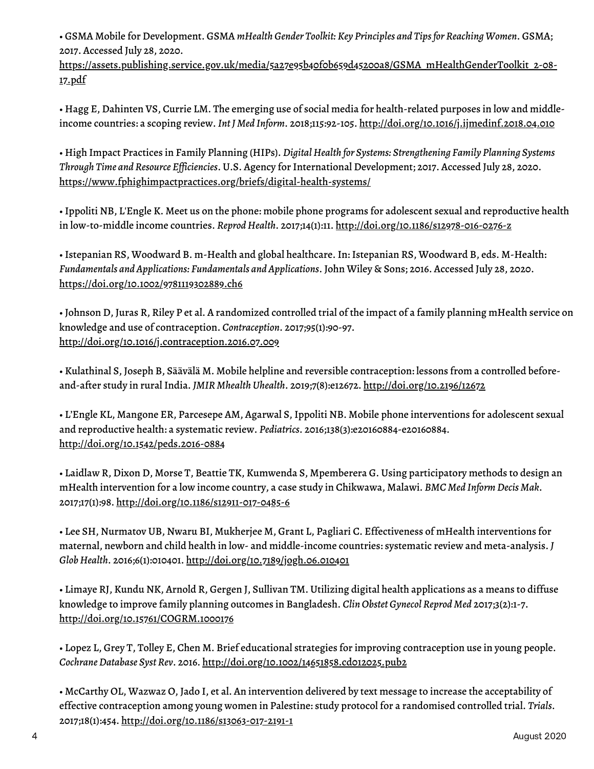- GSMA Mobile for Development. GSMA *mHealth Gender Toolkit: Key Principles and Tips for Reaching Women*. GSMA; 2017. Accessed July 28, 2020. https://assets.publishing.service.gov.uk/media/5a27e95b40f0b659d45200a8/GSMA_mHealthGenderToolkit_2-08-17.pdf

- Hagg E, Dahinten VS, Currie LM. The emerging use of social media for health-related purposes in low and middle-income countries: a scoping review. *Int J Med Inform*. 2018;115:92-105. http://doi.org/10.1016/j.ijmedinf.2018.04.010

- High Impact Practices in Family Planning (HIPs). *Digital Health for Systems: Strengthening Family Planning Systems Through Time and Resource Efficiencies*. U.S. Agency for International Development; 2017. Accessed July 28, 2020. https://www.fphighimpactpractices.org/briefs/digital-health-systems/

- Ippoliti NB, L'Engle K. Meet us on the phone: mobile phone programs for adolescent sexual and reproductive health in low-to-middle income countries. *Reprod Health*. 2017;14(1):11. http://doi.org/10.1186/s12978-016-0276-z

- Istepanian RS, Woodward B. m-Health and global healthcare. In: Istepanian RS, Woodward B, eds. M-Health: *Fundamentals and Applications: Fundamentals and Applications*. John Wiley & Sons; 2016. Accessed July 28, 2020. https://doi.org/10.1002/9781119302889.ch6

- Johnson D, Juras R, Riley P et al. A randomized controlled trial of the impact of a family planning mHealth service on knowledge and use of contraception. *Contraception*. 2017;95(1):90-97. http://doi.org/10.1016/j.contraception.2016.07.009

- Kulathinal S, Joseph B, Säävälä M. Mobile helpline and reversible contraception: lessons from a controlled before-and-after study in rural India. *JMIR Mhealth Uhealth*. 2019;7(8):e12672. http://doi.org/10.2196/12672

- L'Engle KL, Mangone ER, Parcesepe AM, Agarwal S, Ippoliti NB. Mobile phone interventions for adolescent sexual and reproductive health: a systematic review. *Pediatrics*. 2016;138(3):e20160884-e20160884. http://doi.org/10.1542/peds.2016-0884

- Laidlaw R, Dixon D, Morse T, Beattie TK, Kumwenda S, Mpemberera G. Using participatory methods to design an mHealth intervention for a low income country, a case study in Chikwawa, Malawi. *BMC Med Inform Decis Mak*. 2017;17(1):98. http://doi.org/10.1186/s12911-017-0485-6

- Lee SH, Nurmatov UB, Nwaru BI, Mukherjee M, Grant L, Pagliari C. Effectiveness of mHealth interventions for maternal, newborn and child health in low- and middle-income countries: systematic review and meta-analysis. *J Glob Health*. 2016;6(1):010401. http://doi.org/10.7189/jogh.06.010401

- Limaye RJ, Kundu NK, Arnold R, Gergen J, Sullivan TM. Utilizing digital health applications as a means to diffuse knowledge to improve family planning outcomes in Bangladesh. *Clin Obstet Gynecol Reprod Med* 2017;3(2):1-7. http://doi.org/10.15761/COGRM.1000176

- Lopez L, Grey T, Tolley E, Chen M. Brief educational strategies for improving contraception use in young people. *Cochrane Database Syst Rev*. 2016. http://doi.org/10.1002/14651858.cd012025.pub2

- McCarthy OL, Wazwaz O, Jado I, et al. An intervention delivered by text message to increase the acceptability of effective contraception among young women in Palestine: study protocol for a randomised controlled trial. *Trials*. 2017;18(1):454. http://doi.org/10.1186/s13063-017-2191-1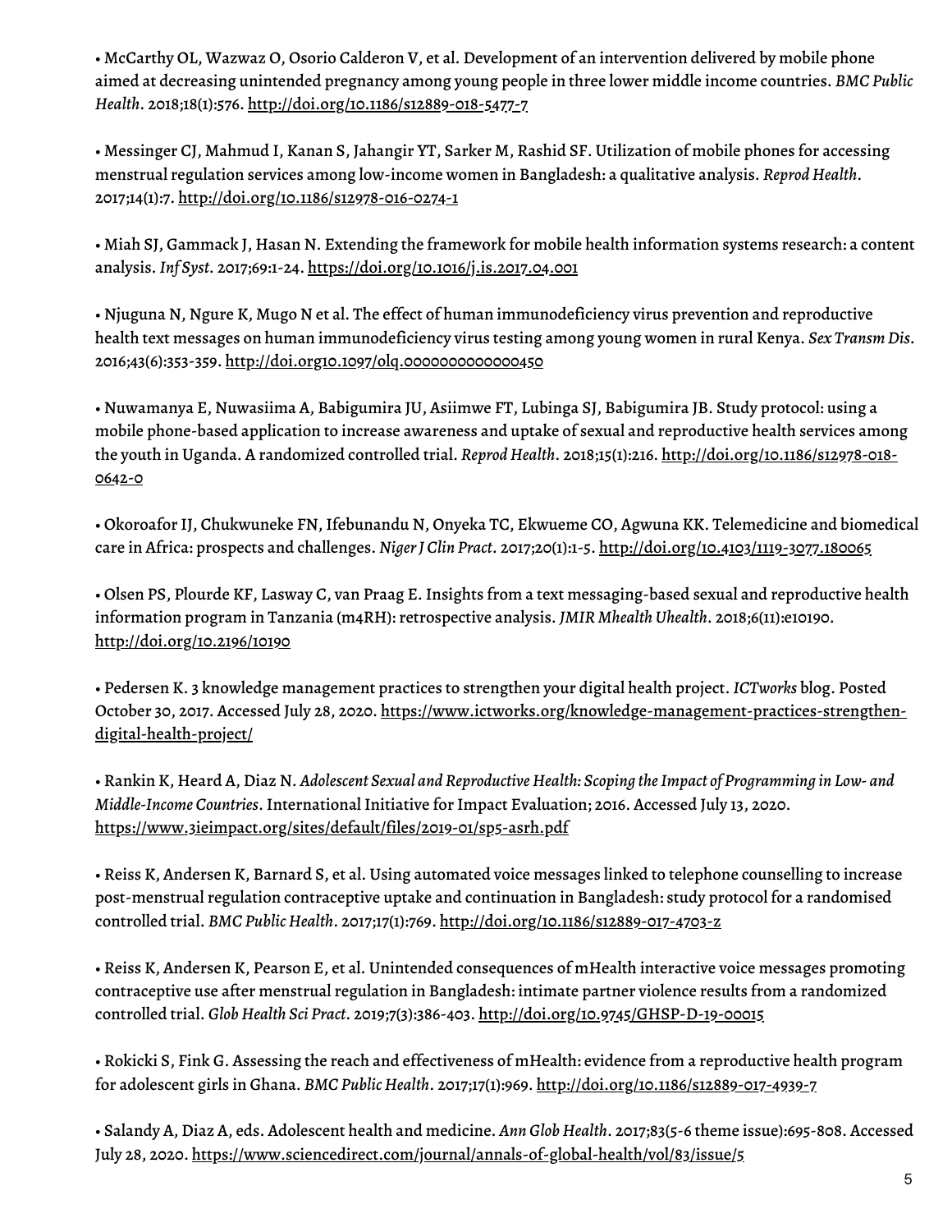- McCarthy OL, Wazwaz O, Osorio Calderon V, et al. Development of an intervention delivered by mobile phone aimed at decreasing unintended pregnancy among young people in three lower middle income countries. *BMC Public Health*. 2018;18(1):576. http://doi.org/10.1186/s12889-018-5477-7

- Messinger CJ, Mahmud I, Kanan S, Jahangir YT, Sarker M, Rashid SF. Utilization of mobile phones for accessing menstrual regulation services among low-income women in Bangladesh: a qualitative analysis. *Reprod Health*. 2017;14(1):7. http://doi.org/10.1186/s12978-016-0274-1

- Miah SJ, Gammack J, Hasan N. Extending the framework for mobile health information systems research: a content analysis. *Inf Syst*. 2017;69:1-24. https://doi.org/10.1016/j.is.2017.04.001

- Njuguna N, Ngure K, Mugo N et al. The effect of human immunodeficiency virus prevention and reproductive health text messages on human immunodeficiency virus testing among young women in rural Kenya. *Sex Transm Dis*. 2016;43(6):353-359. http://doi.org10.1097/olq.0000000000000450

- Nuwamanya E, Nuwasiima A, Babigumira JU, Asiimwe FT, Lubinga SJ, Babigumira JB. Study protocol: using a mobile phone-based application to increase awareness and uptake of sexual and reproductive health services among the youth in Uganda. A randomized controlled trial. *Reprod Health*. 2018;15(1):216. http://doi.org/10.1186/s12978-018-0642-0

- Okoroafor IJ, Chukwuneke FN, Ifebunandu N, Onyeka TC, Ekwueme CO, Agwuna KK. Telemedicine and biomedical care in Africa: prospects and challenges. *Niger J Clin Pract*. 2017;20(1):1-5. http://doi.org/10.4103/1119-3077.180065

- Olsen PS, Plourde KF, Lasway C, van Praag E. Insights from a text messaging-based sexual and reproductive health information program in Tanzania (m4RH): retrospective analysis. *JMIR Mhealth Uhealth*. 2018;6(11):e10190. http://doi.org/10.2196/10190

- Pedersen K. 3 knowledge management practices to strengthen your digital health project. *ICTworks* blog. Posted October 30, 2017. Accessed July 28, 2020. https://www.ictworks.org/knowledge-management-practices-strengthen-digital-health-project/

- Rankin K, Heard A, Diaz N. *Adolescent Sexual and Reproductive Health: Scoping the Impact of Programming in Low- and Middle-Income Countries*. International Initiative for Impact Evaluation; 2016. Accessed July 13, 2020. https://www.3ieimpact.org/sites/default/files/2019-01/sp5-asrh.pdf

- Reiss K, Andersen K, Barnard S, et al. Using automated voice messages linked to telephone counselling to increase post-menstrual regulation contraceptive uptake and continuation in Bangladesh: study protocol for a randomised controlled trial. *BMC Public Health*. 2017;17(1):769. http://doi.org/10.1186/s12889-017-4703-z

- Reiss K, Andersen K, Pearson E, et al. Unintended consequences of mHealth interactive voice messages promoting contraceptive use after menstrual regulation in Bangladesh: intimate partner violence results from a randomized controlled trial. *Glob Health Sci Pract*. 2019;7(3):386-403. http://doi.org/10.9745/GHSP-D-19-00015

- Rokicki S, Fink G. Assessing the reach and effectiveness of mHealth: evidence from a reproductive health program for adolescent girls in Ghana. *BMC Public Health*. 2017;17(1):969. http://doi.org/10.1186/s12889-017-4939-7

- Salandy A, Diaz A, eds. Adolescent health and medicine. *Ann Glob Health*. 2017;83(5-6 theme issue):695-808. Accessed July 28, 2020. https://www.sciencedirect.com/journal/annals-of-global-health/vol/83/issue/5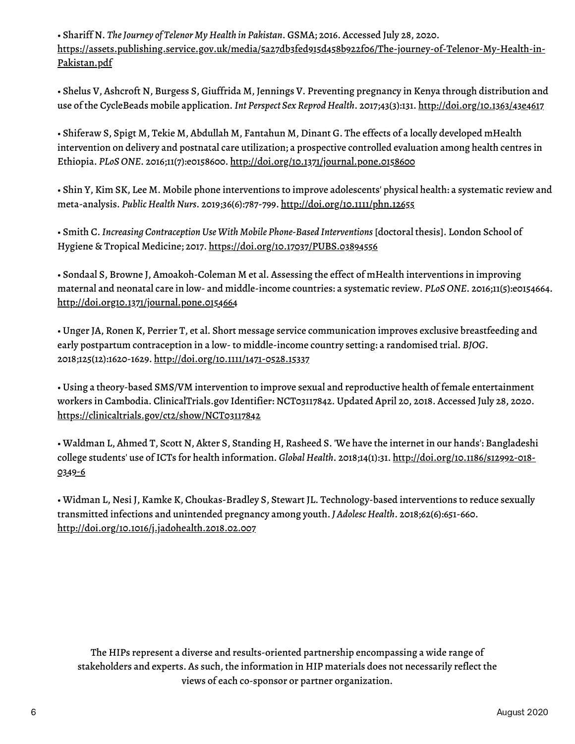- Shariff N. *The Journey of Telenor My Health in Pakistan*. GSMA; 2016. Accessed July 28, 2020. https://assets.publishing.service.gov.uk/media/5a27db3fed915d458b922f06/The-journey-of-Telenor-My-Health-in-Pakistan.pdf

- Shelus V, Ashcroft N, Burgess S, Giuffrida M, Jennings V. Preventing pregnancy in Kenya through distribution and use of the CycleBeads mobile application. *Int Perspect Sex Reprod Health*. 2017;43(3):131. http://doi.org/10.1363/43e4617

- Shiferaw S, Spigt M, Tekie M, Abdullah M, Fantahun M, Dinant G. The effects of a locally developed mHealth intervention on delivery and postnatal care utilization; a prospective controlled evaluation among health centres in Ethiopia. *PLoS ONE*. 2016;11(7):e0158600. http://doi.org/10.1371/journal.pone.0158600

- Shin Y, Kim SK, Lee M. Mobile phone interventions to improve adolescents' physical health: a systematic review and meta-analysis. *Public Health Nurs*. 2019;36(6):787-799. http://doi.org/10.1111/phn.12655

- Smith C. *Increasing Contraception Use With Mobile Phone-Based Interventions* [doctoral thesis]. London School of Hygiene & Tropical Medicine; 2017. https://doi.org/10.17037/PUBS.03894556

- Sondaal S, Browne J, Amoakoh-Coleman M et al. Assessing the effect of mHealth interventions in improving maternal and neonatal care in low- and middle-income countries: a systematic review. *PLoS ONE*. 2016;11(5):e0154664. http://doi.org10.1371/journal.pone.0154664

- Unger JA, Ronen K, Perrier T, et al. Short message service communication improves exclusive breastfeeding and early postpartum contraception in a low- to middle-income country setting: a randomised trial. *BJOG*. 2018;125(12):1620-1629. http://doi.org/10.1111/1471-0528.15337

- Using a theory-based SMS/VM intervention to improve sexual and reproductive health of female entertainment workers in Cambodia. ClinicalTrials.gov Identifier: NCT03117842. Updated April 20, 2018. Accessed July 28, 2020. https://clinicaltrials.gov/ct2/show/NCT03117842

- Waldman L, Ahmed T, Scott N, Akter S, Standing H, Rasheed S. 'We have the internet in our hands': Bangladeshi college students' use of ICTs for health information. *Global Health*. 2018;14(1):31. http://doi.org/10.1186/s12992-018-0349-6

- Widman L, Nesi J, Kamke K, Choukas-Bradley S, Stewart JL. Technology-based interventions to reduce sexually transmitted infections and unintended pregnancy among youth. *J Adolesc Health*. 2018;62(6):651-660. http://doi.org/10.1016/j.jadohealth.2018.02.007

The HIPs represent a diverse and results-oriented partnership encompassing a wide range of stakeholders and experts. As such, the information in HIP materials does not necessarily reflect the views of each co-sponsor or partner organization.